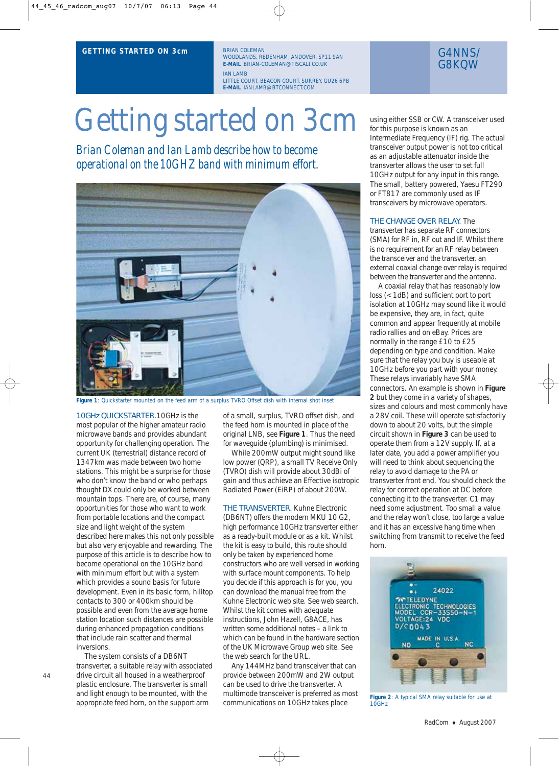GETTING STARTED ON 3cm

BRIAN COLEMAN
WOODLANDS, REDENHAM, ANDOVER, SP11 9AN
**E-MAIL** BRIAN-COLEMAN@TISCALI.CO.UK

IAN LAMB
LITTLE COURT, BEACON COURT, SURREY, GU26 6PB
**E-MAIL** IANLAMB@BTCONNECT.COM

G4NNS/
G8KQW

# Getting started on 3cm

*Brian Coleman and Ian Lamb describe how to become operational on the 10GHZ band with minimum effort.*

**Figure 1**: Quickstarter mounted on the feed arm of a surplus TVRO Offset dish with internal shot inset

**10GHz QUICKSTARTER.** 10GHz is the most popular of the higher amateur radio microwave bands and provides abundant opportunity for challenging operation. The current UK (terrestrial) distance record of 1347km was made between two home stations. This might be a surprise for those who don't know the band or who perhaps thought DX could only be worked between mountain tops. There are, of course, many opportunities for those who want to work from portable locations and the compact size and light weight of the system described here makes this not only possible but also very enjoyable and rewarding. The purpose of this article is to describe how to become operational on the 10GHz band with minimum effort but with a system which provides a sound basis for future development. Even in its basic form, hilltop contacts to 300 or 400km should be possible and even from the average home station location such distances are possible during enhanced propagation conditions that include rain scatter and thermal inversions.

The system consists of a DB6NT transverter, a suitable relay with associated drive circuit all housed in a weatherproof plastic enclosure. The transverter is small and light enough to be mounted, with the appropriate feed horn, on the support arm of a small, surplus, TVRO offset dish, and the feed horn is mounted in place of the original LNB, see **Figure 1**. Thus the need for waveguide (plumbing) is minimised.

While 200mW output might sound like low power (QRP), a small TV Receive Only (TVRO) dish will provide about 30dBi of gain and thus achieve an Effective isotropic Radiated Power (EiRP) of about 200W.

**THE TRANSVERTER.** Kuhne Electronic (DB6NT) offers the modern MKU 10 G2, high performance 10GHz transverter either as a ready-built module or as a kit. Whilst the kit is easy to build, this route should only be taken by experienced home constructors who are well versed in working with surface mount components. To help you decide if this approach is for you, you can download the manual free from the Kuhne Electronic web site. See web search. Whilst the kit comes with adequate instructions, John Hazell, G8ACE, has written some additional notes – a link to which can be found in the hardware section of the UK Microwave Group web site. See the web search for the URL.

Any 144MHz band transceiver that can provide between 200mW and 2W output can be used to drive the transverter. A multimode transceiver is preferred as most communications on 10GHz takes place using either SSB or CW. A transceiver used for this purpose is known as an Intermediate Frequency (IF) rig. The actual transceiver output power is not too critical as an adjustable attenuator inside the transverter allows the user to set full 10GHz output for any input in this range. The small, battery powered, Yaesu FT290 or FT817 are commonly used as IF transceivers by microwave operators.

**THE CHANGE OVER RELAY.** The transverter has separate RF connectors (SMA) for RF in, RF out and IF. Whilst there is no requirement for an RF relay between the transceiver and the transverter, an external coaxial change over relay is required between the transverter and the antenna.

A coaxial relay that has reasonably low loss (<1dB) and sufficient port to port isolation at 10GHz may sound like it would be expensive, they are, in fact, quite common and appear frequently at mobile radio rallies and on eBay. Prices are normally in the range £10 to £25 depending on type and condition. Make sure that the relay you buy is useable at 10GHz before you part with your money. These relays invariably have SMA connectors. An example is shown in **Figure 2** but they come in a variety of shapes, sizes and colours and most commonly have a 28V coil. These will operate satisfactorily down to about 20 volts, but the simple circuit shown in **Figure 3** can be used to operate them from a 12V supply. If, at a later date, you add a power amplifier you will need to think about sequencing the relay to avoid damage to the PA or transverter front end. You should check the relay for correct operation at DC before connecting it to the transverter. C1 may need some adjustment. Too small a value and the relay won't close, too large a value and it has an excessive hang time when switching from transmit to receive the feed horn.

**Figure 2**: A typical SMA relay suitable for use at 10GHz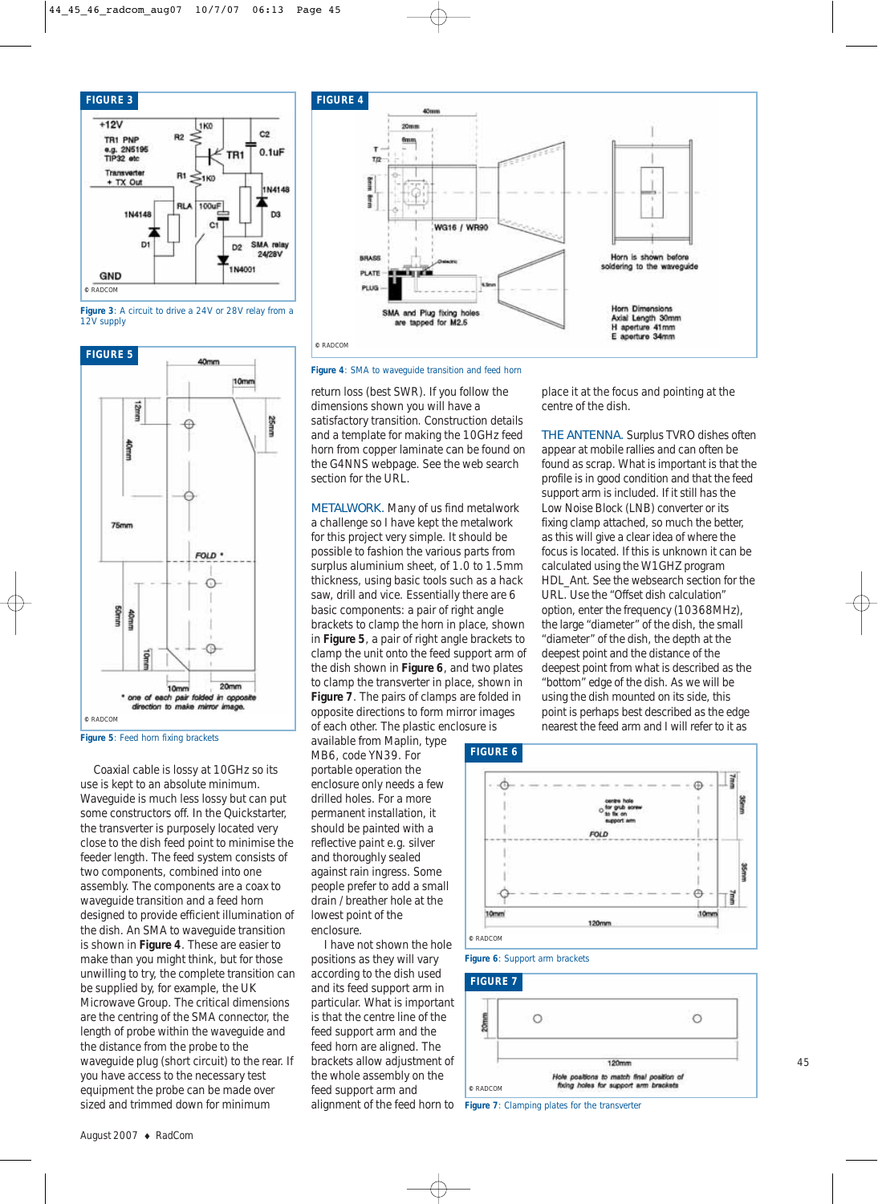**FIGURE 3**

**Figure 3**: A circuit to drive a 24V or 28V relay from a 12V supply

**FIGURE 4**

**Figure 4**: SMA to waveguide transition and feed horn

**FIGURE 5**

**Figure 5**: Feed horn fixing brackets

Coaxial cable is lossy at 10GHz so its use is kept to an absolute minimum. Waveguide is much less lossy but can put some constructors off. In the Quickstarter, the transverter is purposely located very close to the dish feed point to minimise the feeder length. The feed system consists of two components, combined into one assembly. The components are a coax to waveguide transition and a feed horn designed to provide efficient illumination of the dish. An SMA to waveguide transition is shown in **Figure 4**. These are easier to make than you might think, but for those unwilling to try, the complete transition can be supplied by, for example, the UK Microwave Group. The critical dimensions are the centring of the SMA connector, the length of probe within the waveguide and the distance from the probe to the waveguide plug (short circuit) to the rear. If you have access to the necessary test equipment the probe can be made over sized and trimmed down for minimum return loss (best SWR). If you follow the dimensions shown you will have a satisfactory transition. Construction details and a template for making the 10GHz feed horn from copper laminate can be found on the G4NNS webpage. See the web search section for the URL.

METALWORK. Many of us find metalwork a challenge so I have kept the metalwork for this project very simple. It should be possible to fashion the various parts from surplus aluminium sheet, of 1.0 to 1.5mm thickness, using basic tools such as a hack saw, drill and vice. Essentially there are 6 basic components: a pair of right angle brackets to clamp the horn in place, shown in **Figure 5**, a pair of right angle brackets to clamp the unit onto the feed support arm of the dish shown in **Figure 6**, and two plates to clamp the transverter in place, shown in **Figure 7**. The pairs of clamps are folded in opposite directions to form mirror images of each other. The plastic enclosure is available from Maplin, type MB6, code YN39. For portable operation the enclosure only needs a few drilled holes. For a more permanent installation, it should be painted with a reflective paint e.g. silver and thoroughly sealed against rain ingress. Some people prefer to add a small drain / breather hole at the lowest point of the enclosure.

I have not shown the hole positions as they will vary according to the dish used and its feed support arm in particular. What is important is that the centre line of the feed support arm and the feed horn are aligned. The brackets allow adjustment of the whole assembly on the feed support arm and alignment of the feed horn to place it at the focus and pointing at the centre of the dish.

THE ANTENNA. Surplus TVRO dishes often appear at mobile rallies and can often be found as scrap. What is important is that the profile is in good condition and that the feed support arm is included. If it still has the Low Noise Block (LNB) converter or its fixing clamp attached, so much the better, as this will give a clear idea of where the focus is located. If this is unknown it can be calculated using the W1GHZ program HDL_Ant. See the websearch section for the URL. Use the "Offset dish calculation" option, enter the frequency (10368MHz), the large "diameter" of the dish, the small "diameter" of the dish, the depth at the deepest point and the distance of the deepest point from what is described as the "bottom" edge of the dish. As we will be using the dish mounted on its side, this point is perhaps best described as the edge nearest the feed arm and I will refer to it as

**FIGURE 6**

**Figure 6**: Support arm brackets

**FIGURE 7**

**Figure 7**: Clamping plates for the transverter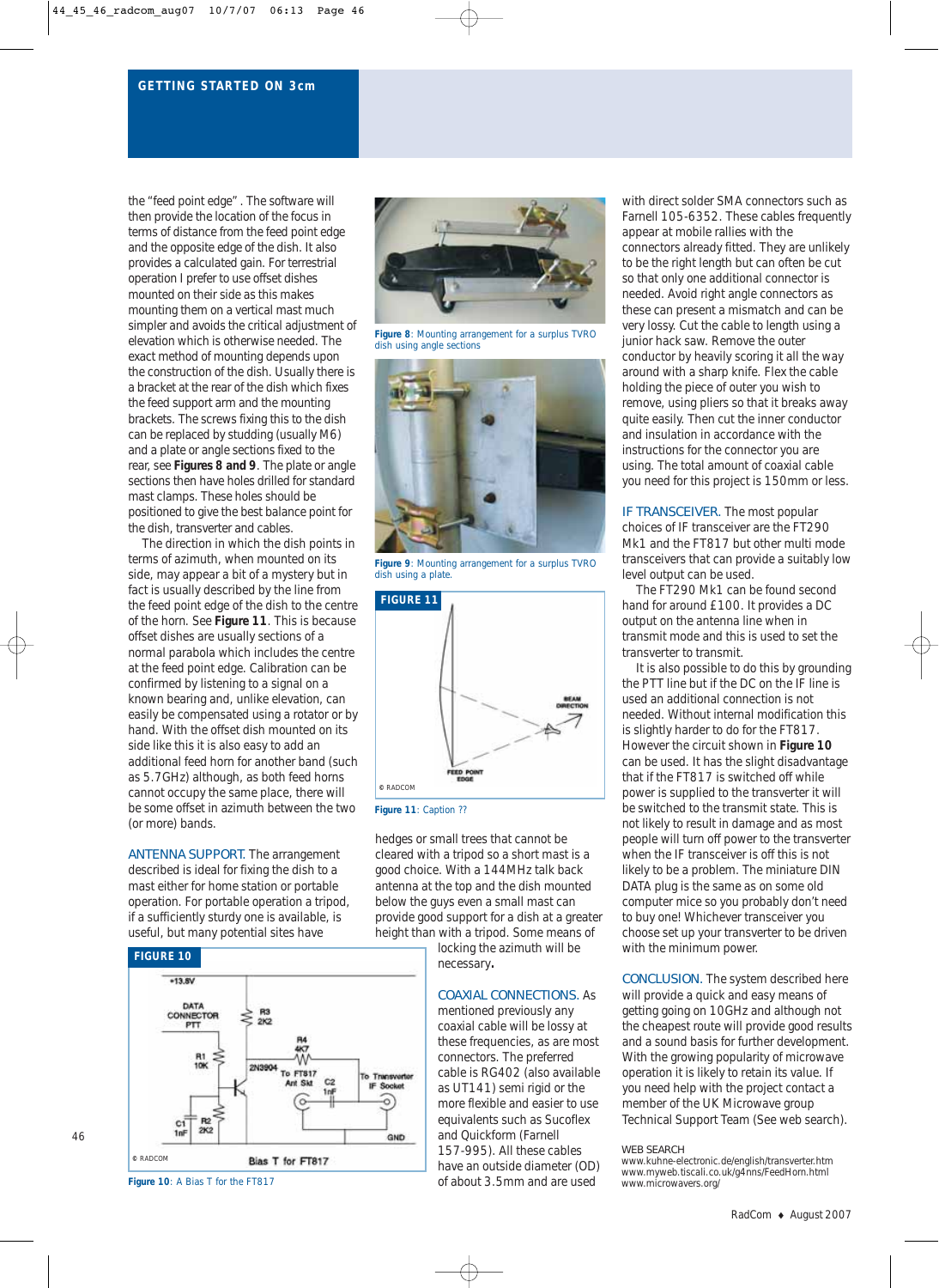## GETTING STARTED ON 3cm

the "feed point edge" . The software will then provide the location of the focus in terms of distance from the feed point edge and the opposite edge of the dish. It also provides a calculated gain. For terrestrial operation I prefer to use offset dishes mounted on their side as this makes mounting them on a vertical mast much simpler and avoids the critical adjustment of elevation which is otherwise needed. The exact method of mounting depends upon the construction of the dish. Usually there is a bracket at the rear of the dish which fixes the feed support arm and the mounting brackets. The screws fixing this to the dish can be replaced by studding (usually M6) and a plate or angle sections fixed to the rear, see **Figures 8 and 9**. The plate or angle sections then have holes drilled for standard mast clamps. These holes should be positioned to give the best balance point for the dish, transverter and cables.

The direction in which the dish points in terms of azimuth, when mounted on its side, may appear a bit of a mystery but in fact is usually described by the line from the feed point edge of the dish to the centre of the horn. See **Figure 11**. This is because offset dishes are usually sections of a normal parabola which includes the centre at the feed point edge. Calibration can be confirmed by listening to a signal on a known bearing and, unlike elevation, can easily be compensated using a rotator or by hand. With the offset dish mounted on its side like this it is also easy to add an additional feed horn for another band (such as 5.7GHz) although, as both feed horns cannot occupy the same place, there will be some offset in azimuth between the two (or more) bands.

**ANTENNA SUPPORT.** The arrangement described is ideal for fixing the dish to a mast either for home station or portable operation. For portable operation a tripod, if a sufficiently sturdy one is available, is useful, but many potential sites have hedges or small trees that cannot be cleared with a tripod so a short mast is a good choice. With a 144MHz talk back antenna at the top and the dish mounted below the guys even a small mast can provide good support for a dish at a greater height than with a tripod. Some means of locking the azimuth will be necessary**.**

Figure 8: Mounting arrangement for a surplus TVRO dish using angle sections

Figure 9: Mounting arrangement for a surplus TVRO dish using a plate.

FIGURE 11

BEAM DIRECTION

FEED POINT EDGE

© RADCOM

Figure 11: Caption ??

FIGURE 10

+13.8V

DATA CONNECTOR PTT

R3 2K2

R4 4K7

R1 10K

2N3904

To FT817 Ant Skt

C2 1nF

To Transverter IF Socket

C1 1nF

R2 2K2

GND

Bias T for FT817

© RADCOM

Figure 10: A Bias T for the FT817

**COAXIAL CONNECTIONS.** As mentioned previously any coaxial cable will be lossy at these frequencies, as are most connectors. The preferred cable is RG402 (also available as UT141) semi rigid or the more flexible and easier to use equivalents such as Sucoflex and Quickform (Farnell 157-995). All these cables have an outside diameter (OD) of about 3.5mm and are used with direct solder SMA connectors such as Farnell 105-6352. These cables frequently appear at mobile rallies with the connectors already fitted. They are unlikely to be the right length but can often be cut so that only one additional connector is needed. Avoid right angle connectors as these can present a mismatch and can be very lossy. Cut the cable to length using a junior hack saw. Remove the outer conductor by heavily scoring it all the way around with a sharp knife. Flex the cable holding the piece of outer you wish to remove, using pliers so that it breaks away quite easily. Then cut the inner conductor and insulation in accordance with the instructions for the connector you are using. The total amount of coaxial cable you need for this project is 150mm or less.

**IF TRANSCEIVER.** The most popular choices of IF transceiver are the FT290 Mk1 and the FT817 but other multi mode transceivers that can provide a suitably low level output can be used.

The FT290 Mk1 can be found second hand for around £100. It provides a DC output on the antenna line when in transmit mode and this is used to set the transverter to transmit.

It is also possible to do this by grounding the PTT line but if the DC on the IF line is used an additional connection is not needed. Without internal modification this is slightly harder to do for the FT817. However the circuit shown in **Figure 10** can be used. It has the slight disadvantage that if the FT817 is switched off while power is supplied to the transverter it will be switched to the transmit state. This is not likely to result in damage and as most people will turn off power to the transverter when the IF transceiver is off this is not likely to be a problem. The miniature DIN DATA plug is the same as on some old computer mice so you probably don't need to buy one! Whichever transceiver you choose set up your transverter to be driven with the minimum power.

**CONCLUSION.** The system described here will provide a quick and easy means of getting going on 10GHz and although not the cheapest route will provide good results and a sound basis for further development. With the growing popularity of microwave operation it is likely to retain its value. If you need help with the project contact a member of the UK Microwave group Technical Support Team (See web search).

WEB SEARCH
www.kuhne-electronic.de/english/transverter.htm
www.myweb.tiscali.co.uk/g4nns/FeedHorn.html
www.microwavers.org/